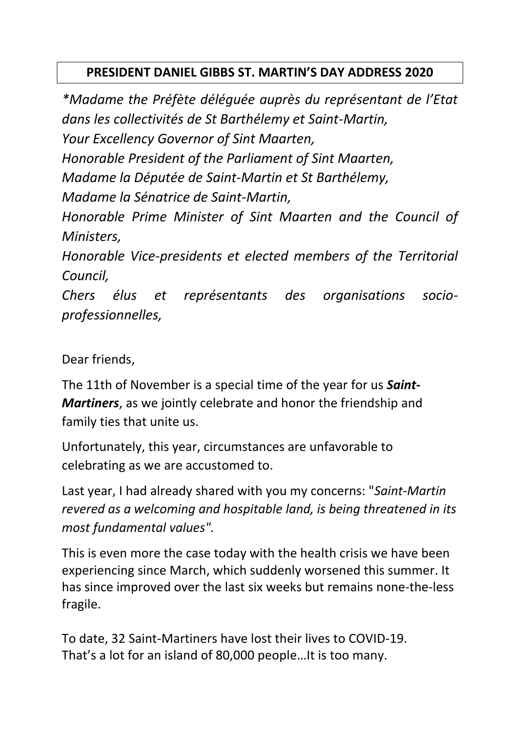# PRESIDENT DANIEL GIBBS ST. MARTIN'S DAY ADDRESS 2020

*\*Madame the Préfète déléguée auprès du représentant de l'Etat dans les collectivités de St Barthélemy et Saint-Martin,*
*Your Excellency Governor of Sint Maarten,*
*Honorable President of the Parliament of Sint Maarten,*
*Madame la Députée de Saint-Martin et St Barthélemy,*
*Madame la Sénatrice de Saint-Martin,*
*Honorable Prime Minister of Sint Maarten and the Council of Ministers,*
*Honorable Vice-presidents et elected members of the Territorial Council,*
*Chers élus et représentants des organisations socio-professionnelles,*

Dear friends,

The 11th of November is a special time of the year for us ***Saint-Martiners***, as we jointly celebrate and honor the friendship and family ties that unite us.

Unfortunately, this year, circumstances are unfavorable to celebrating as we are accustomed to.

Last year, I had already shared with you my concerns: "*Saint-Martin revered as a welcoming and hospitable land, is being threatened in its most fundamental values".*

This is even more the case today with the health crisis we have been experiencing since March, which suddenly worsened this summer. It has since improved over the last six weeks but remains none-the-less fragile.

To date, 32 Saint-Martiners have lost their lives to COVID-19. That's a lot for an island of 80,000 people…It is too many.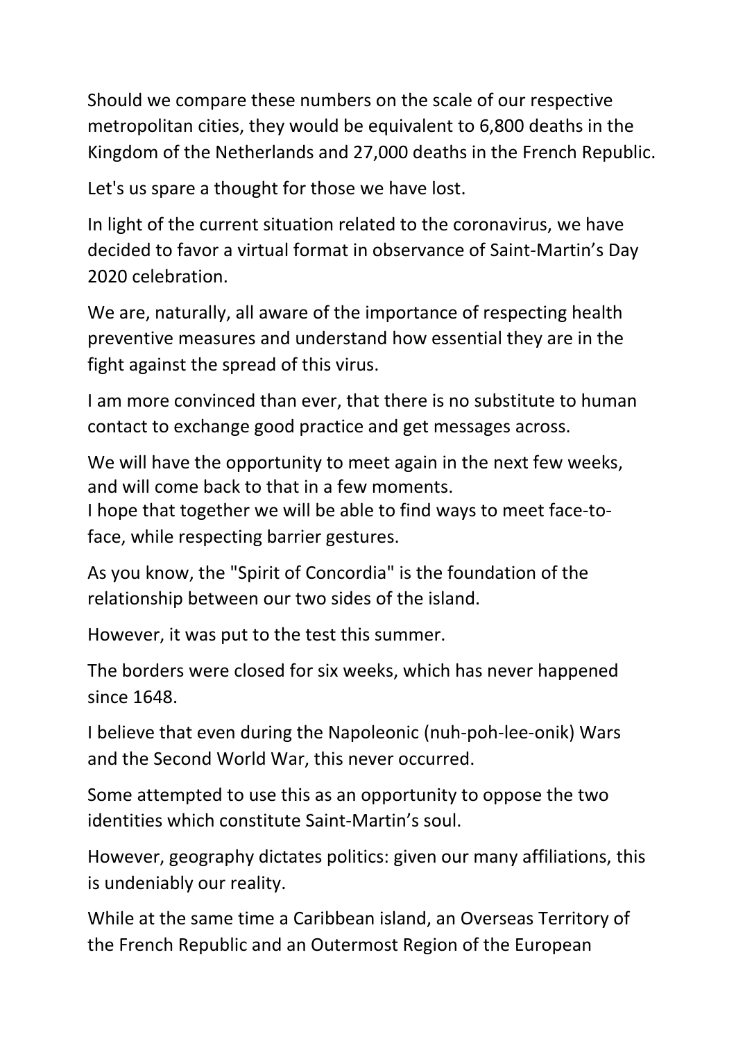Should we compare these numbers on the scale of our respective metropolitan cities, they would be equivalent to 6,800 deaths in the Kingdom of the Netherlands and 27,000 deaths in the French Republic.

Let's us spare a thought for those we have lost.

In light of the current situation related to the coronavirus, we have decided to favor a virtual format in observance of Saint-Martin's Day 2020 celebration.

We are, naturally, all aware of the importance of respecting health preventive measures and understand how essential they are in the fight against the spread of this virus.

I am more convinced than ever, that there is no substitute to human contact to exchange good practice and get messages across.

We will have the opportunity to meet again in the next few weeks, and will come back to that in a few moments.
I hope that together we will be able to find ways to meet face-to-face, while respecting barrier gestures.

As you know, the "Spirit of Concordia" is the foundation of the relationship between our two sides of the island.

However, it was put to the test this summer.

The borders were closed for six weeks, which has never happened since 1648.

I believe that even during the Napoleonic (nuh-poh-lee-onik) Wars and the Second World War, this never occurred.

Some attempted to use this as an opportunity to oppose the two identities which constitute Saint-Martin's soul.

However, geography dictates politics: given our many affiliations, this is undeniably our reality.

While at the same time a Caribbean island, an Overseas Territory of the French Republic and an Outermost Region of the European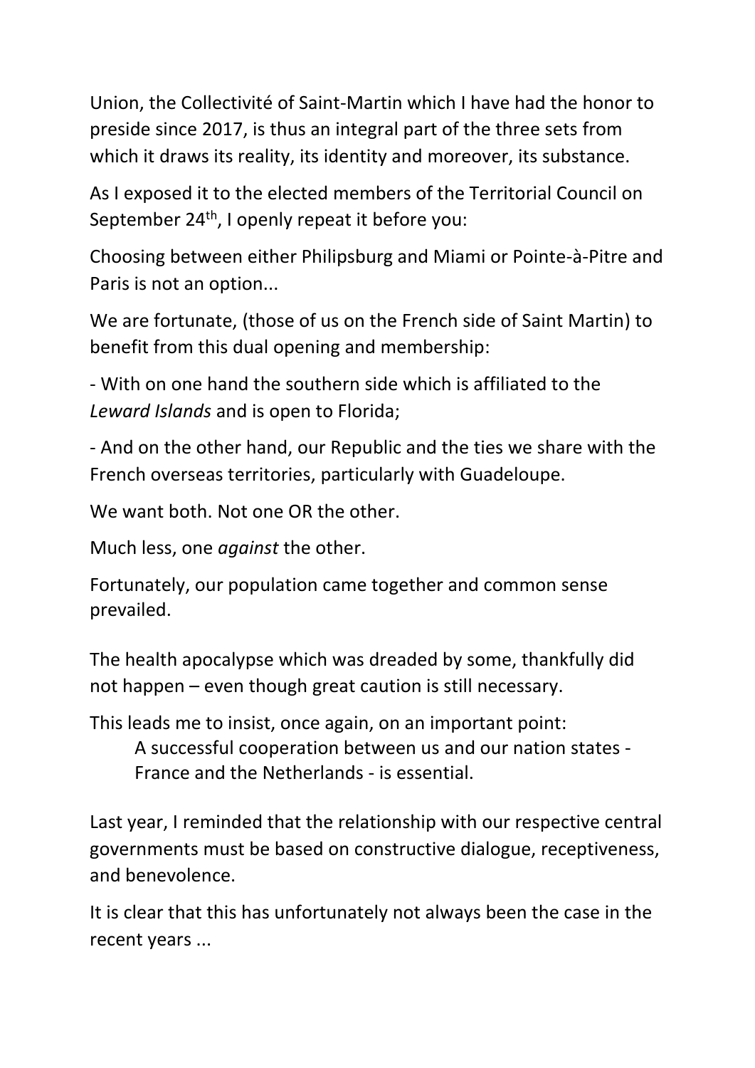Union, the Collectivité of Saint-Martin which I have had the honor to preside since 2017, is thus an integral part of the three sets from which it draws its reality, its identity and moreover, its substance.

As I exposed it to the elected members of the Territorial Council on September 24th, I openly repeat it before you:

Choosing between either Philipsburg and Miami or Pointe-à-Pitre and Paris is not an option...

We are fortunate, (those of us on the French side of Saint Martin) to benefit from this dual opening and membership:

- With on one hand the southern side which is affiliated to the *Leward Islands* and is open to Florida;
- And on the other hand, our Republic and the ties we share with the French overseas territories, particularly with Guadeloupe.

We want both. Not one OR the other.

Much less, one *against* the other.

Fortunately, our population came together and common sense prevailed.

The health apocalypse which was dreaded by some, thankfully did not happen – even though great caution is still necessary.

This leads me to insist, once again, on an important point:

> A successful cooperation between us and our nation states - France and the Netherlands - is essential.

Last year, I reminded that the relationship with our respective central governments must be based on constructive dialogue, receptiveness, and benevolence.

It is clear that this has unfortunately not always been the case in the recent years ...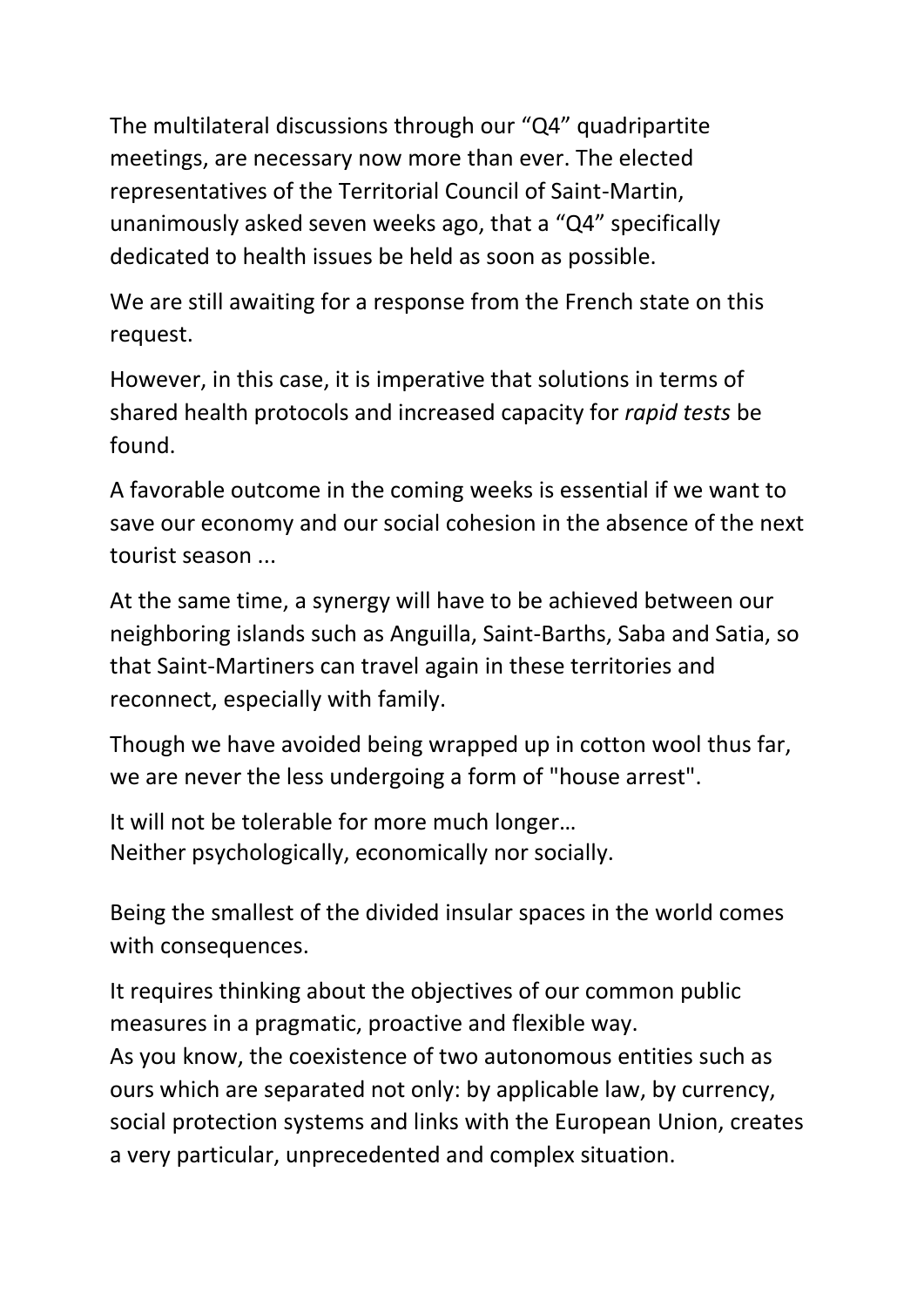The multilateral discussions through our "Q4" quadripartite meetings, are necessary now more than ever. The elected representatives of the Territorial Council of Saint-Martin, unanimously asked seven weeks ago, that a "Q4" specifically dedicated to health issues be held as soon as possible.

We are still awaiting for a response from the French state on this request.

However, in this case, it is imperative that solutions in terms of shared health protocols and increased capacity for *rapid tests* be found.

A favorable outcome in the coming weeks is essential if we want to save our economy and our social cohesion in the absence of the next tourist season ...

At the same time, a synergy will have to be achieved between our neighboring islands such as Anguilla, Saint-Barths, Saba and Satia, so that Saint-Martiners can travel again in these territories and reconnect, especially with family.

Though we have avoided being wrapped up in cotton wool thus far, we are never the less undergoing a form of "house arrest".

It will not be tolerable for more much longer…
Neither psychologically, economically nor socially.

Being the smallest of the divided insular spaces in the world comes with consequences.

It requires thinking about the objectives of our common public measures in a pragmatic, proactive and flexible way.
As you know, the coexistence of two autonomous entities such as ours which are separated not only: by applicable law, by currency, social protection systems and links with the European Union, creates a very particular, unprecedented and complex situation.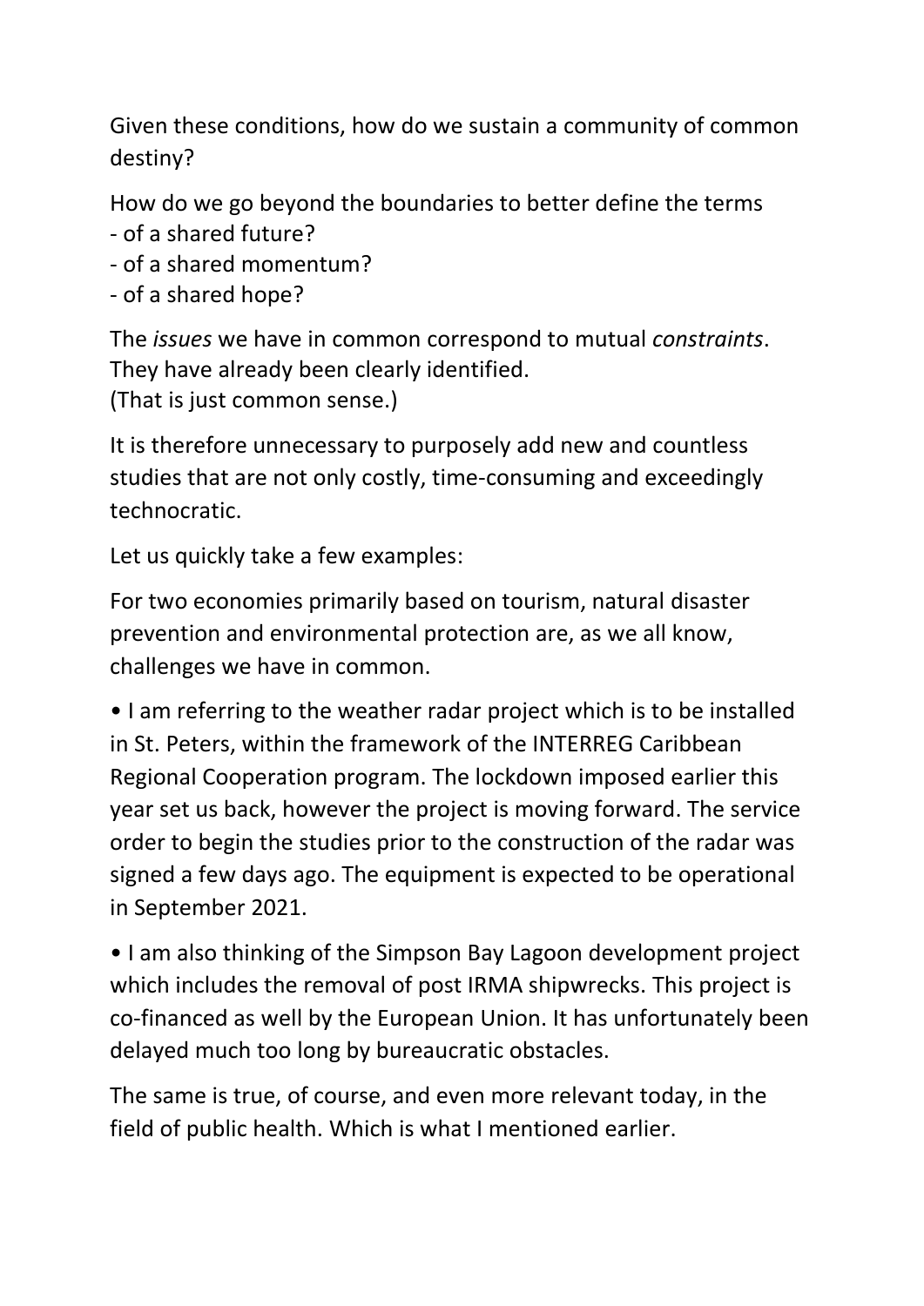Given these conditions, how do we sustain a community of common destiny?

How do we go beyond the boundaries to better define the terms
- of a shared future?
- of a shared momentum?
- of a shared hope?

The *issues* we have in common correspond to mutual *constraints*. They have already been clearly identified.
(That is just common sense.)

It is therefore unnecessary to purposely add new and countless studies that are not only costly, time-consuming and exceedingly technocratic.

Let us quickly take a few examples:

For two economies primarily based on tourism, natural disaster prevention and environmental protection are, as we all know, challenges we have in common.

- I am referring to the weather radar project which is to be installed in St. Peters, within the framework of the INTERREG Caribbean Regional Cooperation program. The lockdown imposed earlier this year set us back, however the project is moving forward. The service order to begin the studies prior to the construction of the radar was signed a few days ago. The equipment is expected to be operational in September 2021.

- I am also thinking of the Simpson Bay Lagoon development project which includes the removal of post IRMA shipwrecks. This project is co-financed as well by the European Union. It has unfortunately been delayed much too long by bureaucratic obstacles.

The same is true, of course, and even more relevant today, in the field of public health. Which is what I mentioned earlier.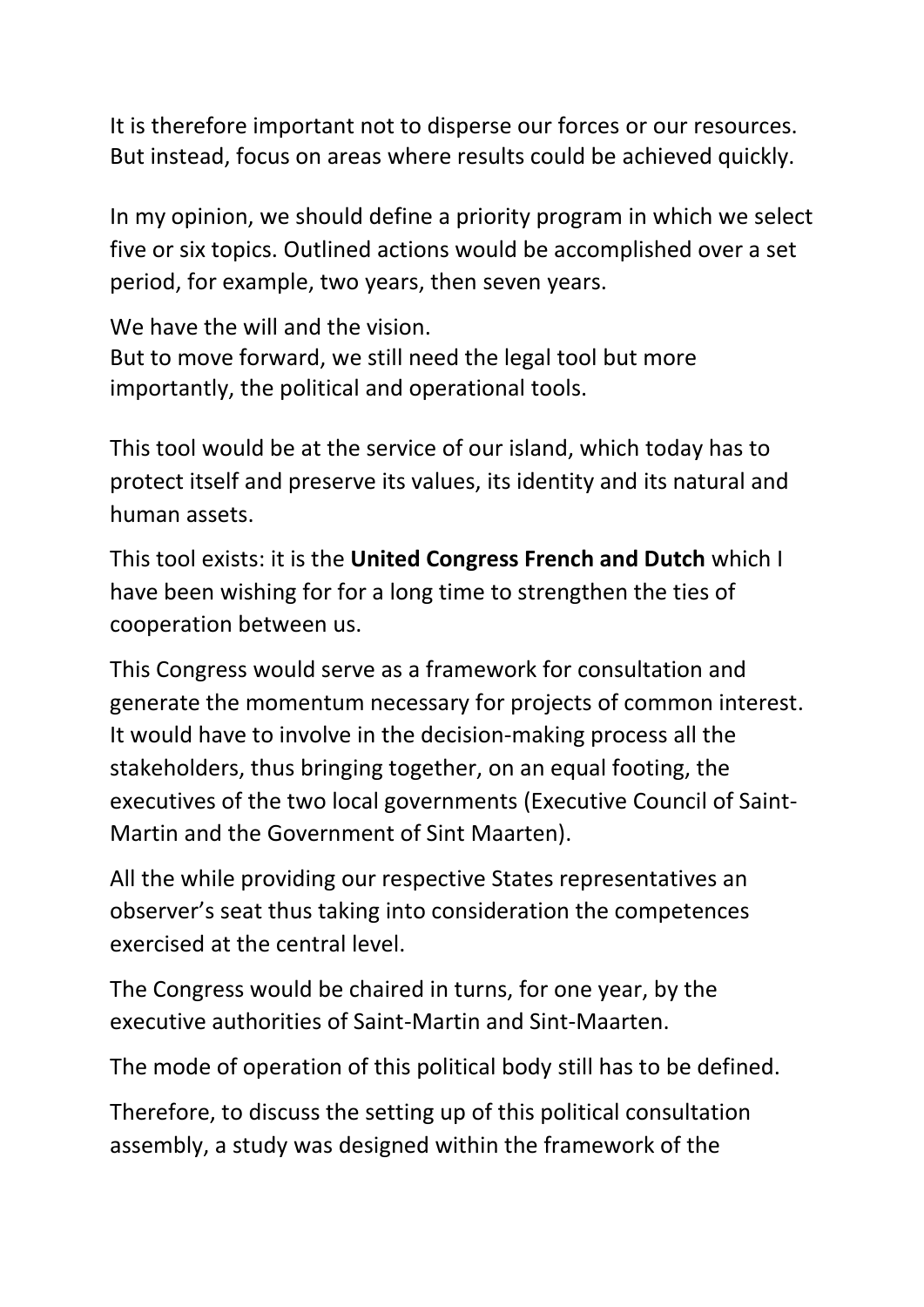It is therefore important not to disperse our forces or our resources. But instead, focus on areas where results could be achieved quickly.

In my opinion, we should define a priority program in which we select five or six topics. Outlined actions would be accomplished over a set period, for example, two years, then seven years.

We have the will and the vision.
But to move forward, we still need the legal tool but more importantly, the political and operational tools.

This tool would be at the service of our island, which today has to protect itself and preserve its values, its identity and its natural and human assets.

This tool exists: it is the **United Congress French and Dutch** which I have been wishing for for a long time to strengthen the ties of cooperation between us.

This Congress would serve as a framework for consultation and generate the momentum necessary for projects of common interest. It would have to involve in the decision-making process all the stakeholders, thus bringing together, on an equal footing, the executives of the two local governments (Executive Council of Saint-Martin and the Government of Sint Maarten).

All the while providing our respective States representatives an observer's seat thus taking into consideration the competences exercised at the central level.

The Congress would be chaired in turns, for one year, by the executive authorities of Saint-Martin and Sint-Maarten.

The mode of operation of this political body still has to be defined.

Therefore, to discuss the setting up of this political consultation assembly, a study was designed within the framework of the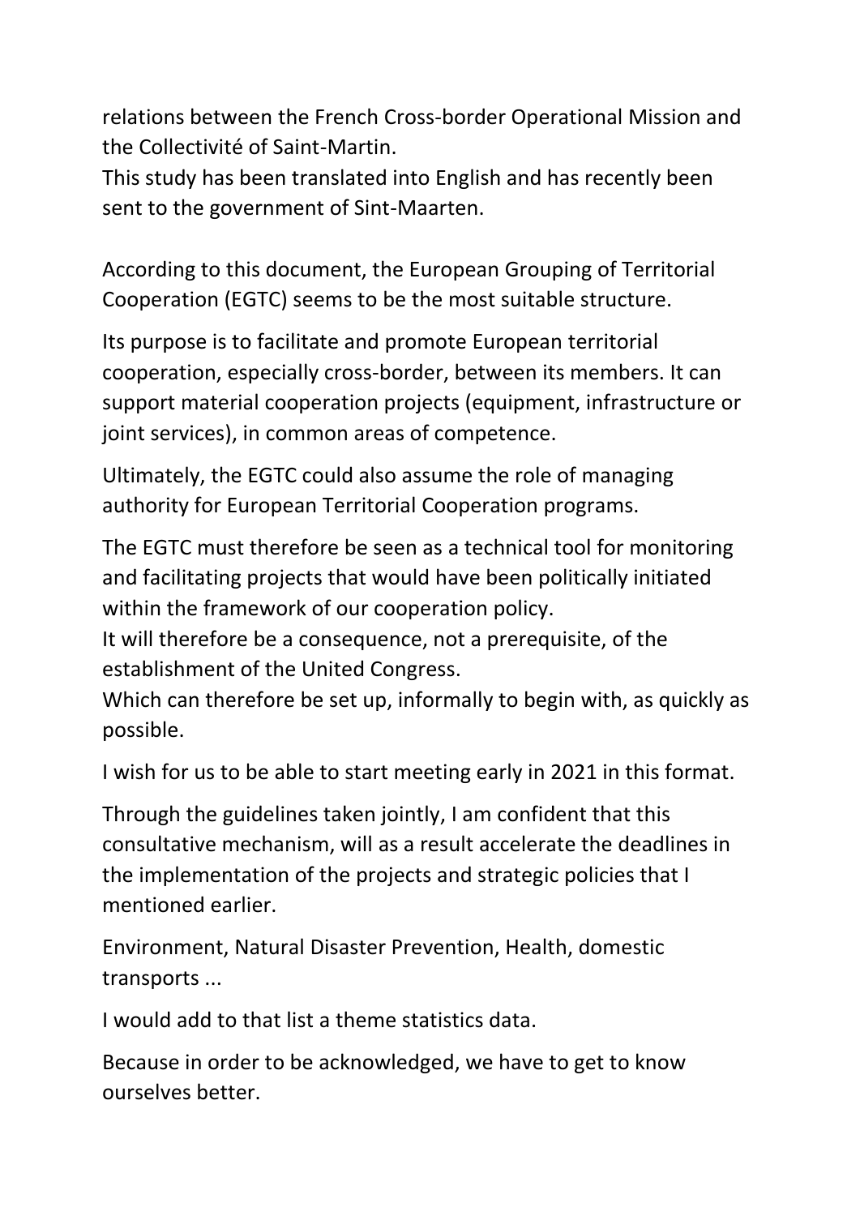relations between the French Cross-border Operational Mission and the Collectivité of Saint-Martin.
This study has been translated into English and has recently been sent to the government of Sint-Maarten.

According to this document, the European Grouping of Territorial Cooperation (EGTC) seems to be the most suitable structure.

Its purpose is to facilitate and promote European territorial cooperation, especially cross-border, between its members. It can support material cooperation projects (equipment, infrastructure or joint services), in common areas of competence.

Ultimately, the EGTC could also assume the role of managing authority for European Territorial Cooperation programs.

The EGTC must therefore be seen as a technical tool for monitoring and facilitating projects that would have been politically initiated within the framework of our cooperation policy.
It will therefore be a consequence, not a prerequisite, of the establishment of the United Congress.
Which can therefore be set up, informally to begin with, as quickly as possible.

I wish for us to be able to start meeting early in 2021 in this format.

Through the guidelines taken jointly, I am confident that this consultative mechanism, will as a result accelerate the deadlines in the implementation of the projects and strategic policies that I mentioned earlier.

Environment, Natural Disaster Prevention, Health, domestic transports ...

I would add to that list a theme statistics data.

Because in order to be acknowledged, we have to get to know ourselves better.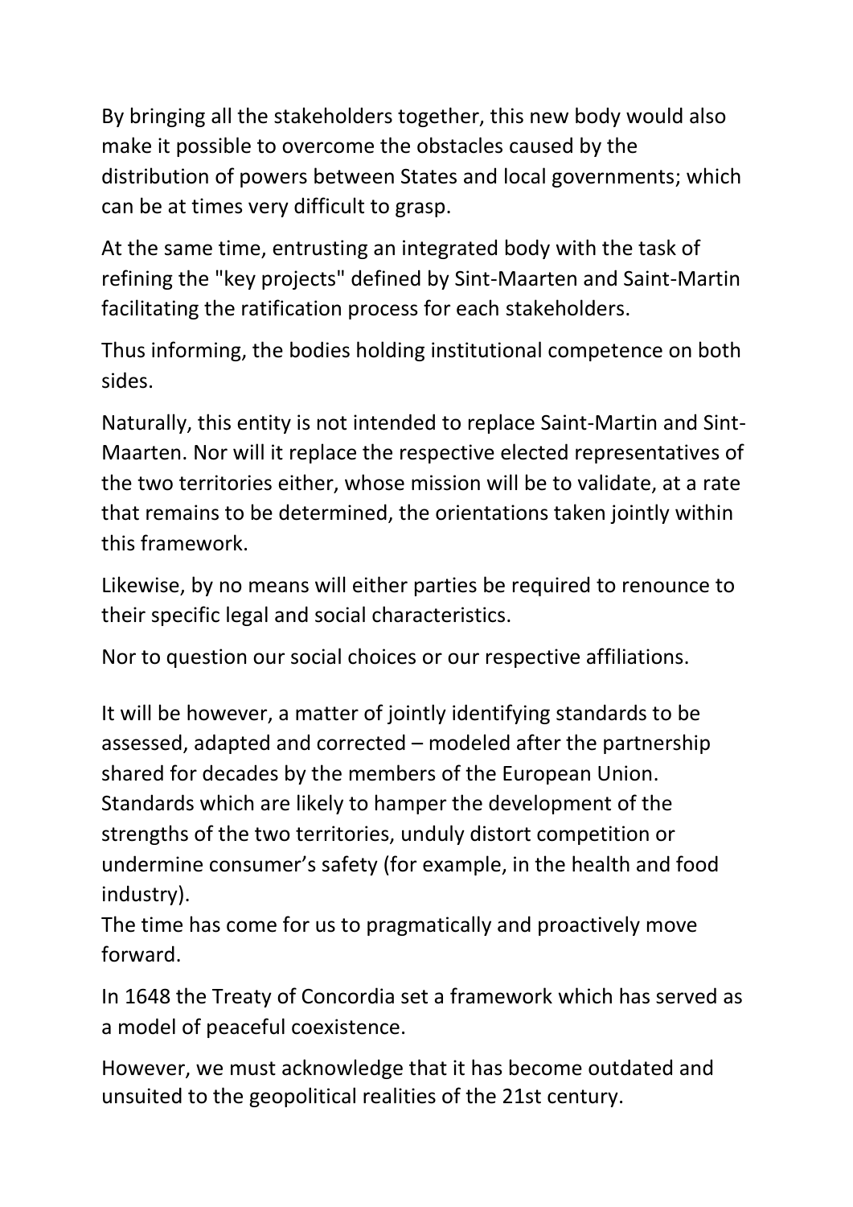By bringing all the stakeholders together, this new body would also make it possible to overcome the obstacles caused by the distribution of powers between States and local governments; which can be at times very difficult to grasp.

At the same time, entrusting an integrated body with the task of refining the "key projects" defined by Sint-Maarten and Saint-Martin facilitating the ratification process for each stakeholders.

Thus informing, the bodies holding institutional competence on both sides.

Naturally, this entity is not intended to replace Saint-Martin and Sint-Maarten. Nor will it replace the respective elected representatives of the two territories either, whose mission will be to validate, at a rate that remains to be determined, the orientations taken jointly within this framework.

Likewise, by no means will either parties be required to renounce to their specific legal and social characteristics.

Nor to question our social choices or our respective affiliations.

It will be however, a matter of jointly identifying standards to be assessed, adapted and corrected – modeled after the partnership shared for decades by the members of the European Union. Standards which are likely to hamper the development of the strengths of the two territories, unduly distort competition or undermine consumer's safety (for example, in the health and food industry).
The time has come for us to pragmatically and proactively move forward.

In 1648 the Treaty of Concordia set a framework which has served as a model of peaceful coexistence.

However, we must acknowledge that it has become outdated and unsuited to the geopolitical realities of the 21st century.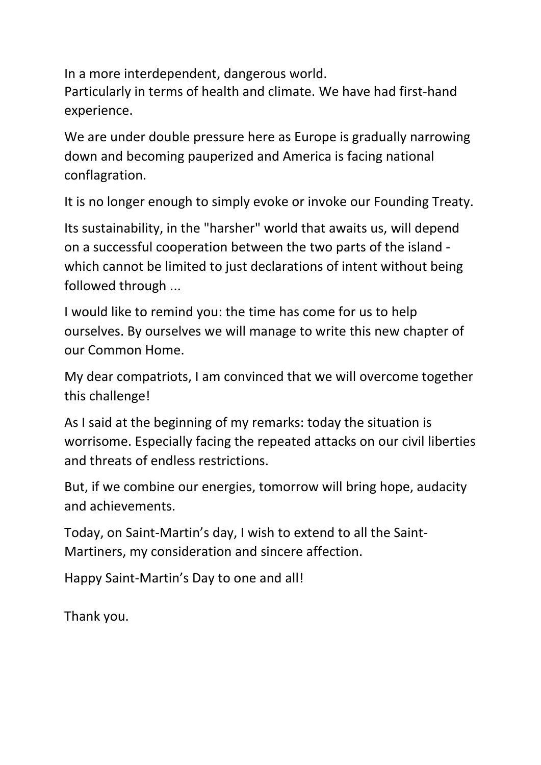In a more interdependent, dangerous world.
Particularly in terms of health and climate. We have had first-hand experience.

We are under double pressure here as Europe is gradually narrowing down and becoming pauperized and America is facing national conflagration.

It is no longer enough to simply evoke or invoke our Founding Treaty.

Its sustainability, in the "harsher" world that awaits us, will depend on a successful cooperation between the two parts of the island - which cannot be limited to just declarations of intent without being followed through ...

I would like to remind you: the time has come for us to help ourselves. By ourselves we will manage to write this new chapter of our Common Home.

My dear compatriots, I am convinced that we will overcome together this challenge!

As I said at the beginning of my remarks: today the situation is worrisome. Especially facing the repeated attacks on our civil liberties and threats of endless restrictions.

But, if we combine our energies, tomorrow will bring hope, audacity and achievements.

Today, on Saint-Martin's day, I wish to extend to all the Saint-Martiners, my consideration and sincere affection.

Happy Saint-Martin's Day to one and all!

Thank you.